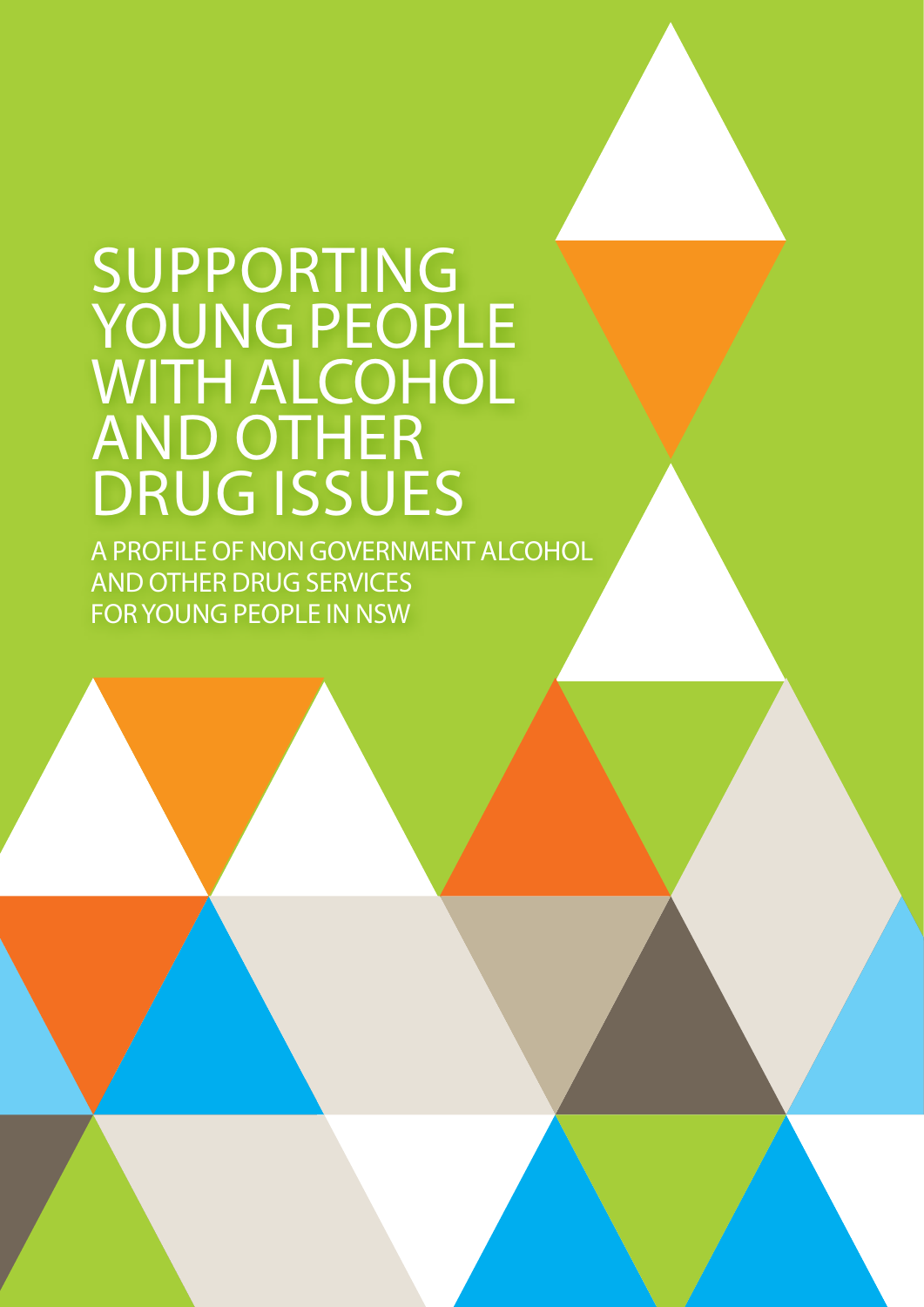# SUPPORTING YOUNG PEOPLE WITH ALCOHOL AND OTHER DRUG ISSUES

A PROFILE OF NON GOVERNMENT ALCOHOL AND OTHER DRUG SERVICES FOR YOUNG PEOPLE IN NSW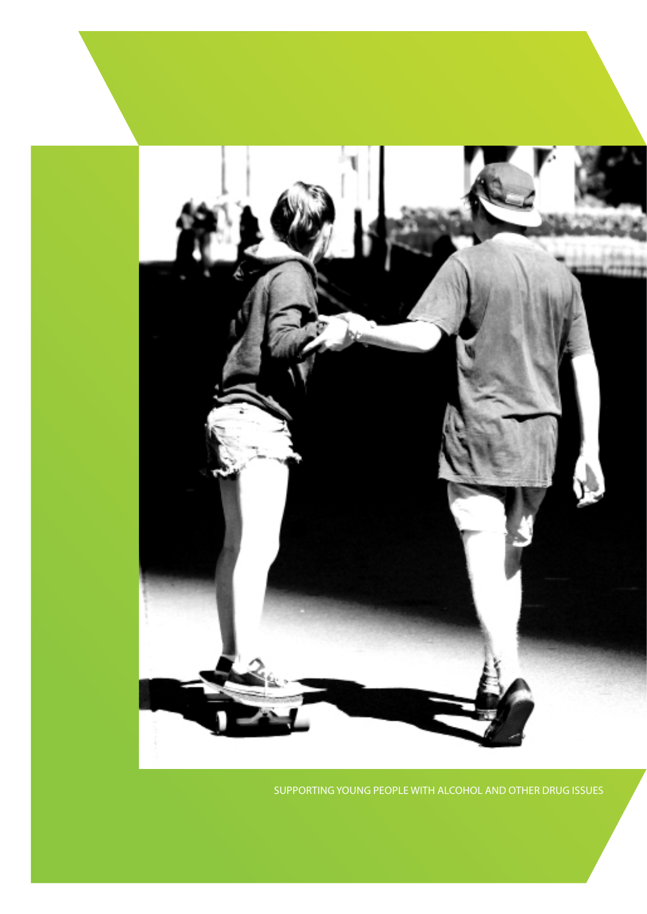SUPPORTING YOUNG PEOPLE WITH ALCOHOL AND OTHER DRUG ISSUES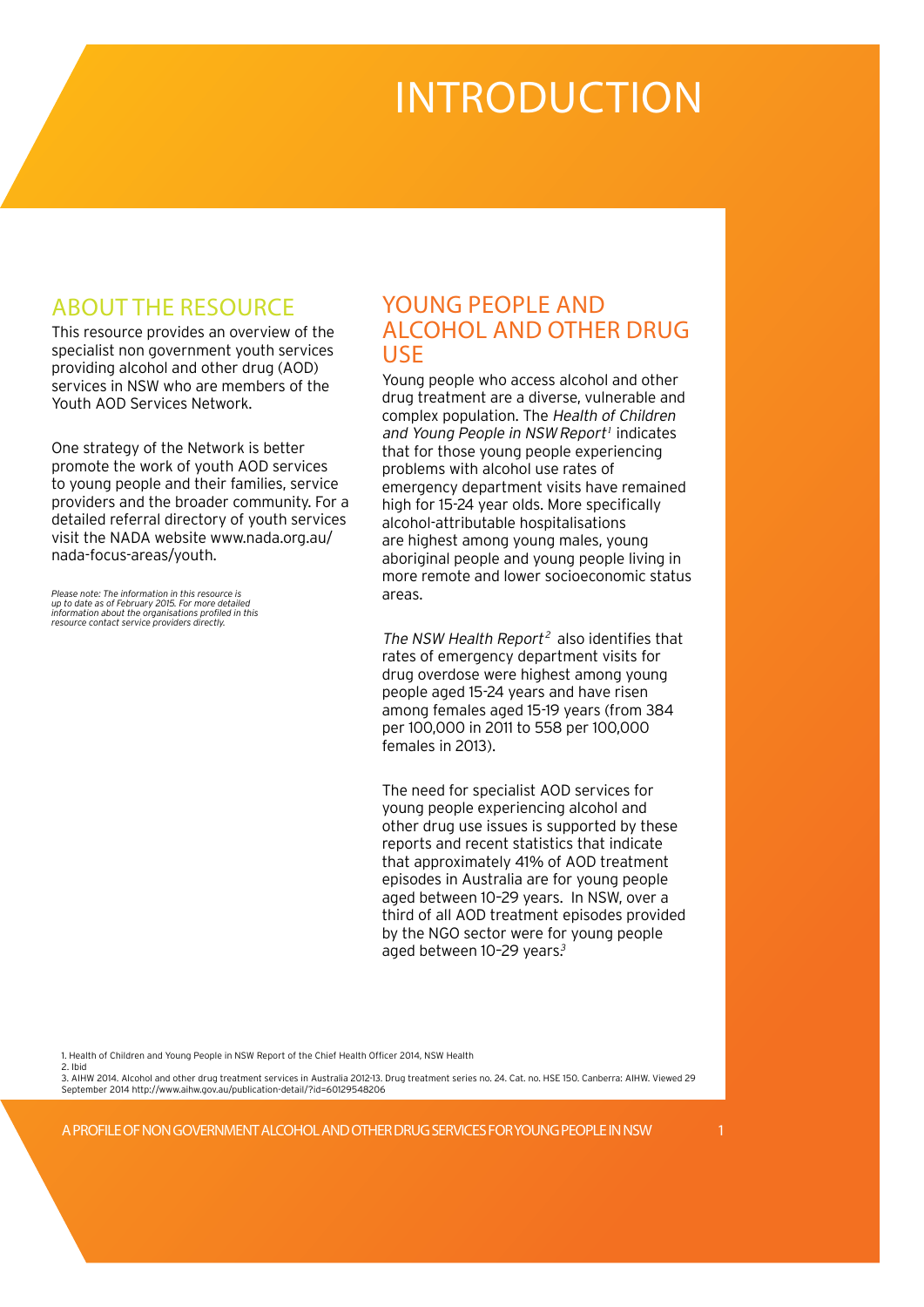# INTRODUCTION

## ABOUT THE RESOURCE

This resource provides an overview of the specialist non government youth services providing alcohol and other drug (AOD) services in NSW who are members of the Youth AOD Services Network.

One strategy of the Network is better promote the work of youth AOD services to young people and their families, service providers and the broader community. For a detailed referral directory of youth services visit the NADA website www.nada.org.au/nada-focus-areas/youth.

*Please note: The information in this resource is up to date as of February 2015. For more detailed information about the organisations profiled in this resource contact service providers directly.*

## YOUNG PEOPLE AND ALCOHOL AND OTHER DRUG USE

Young people who access alcohol and other drug treatment are a diverse, vulnerable and complex population. The *Health of Children and Young People in NSW Report*[1] indicates that for those young people experiencing problems with alcohol use rates of emergency department visits have remained high for 15-24 year olds. More specifically alcohol-attributable hospitalisations are highest among young males, young aboriginal people and young people living in more remote and lower socioeconomic status areas.

*The NSW Health Report*[2] also identifies that rates of emergency department visits for drug overdose were highest among young people aged 15-24 years and have risen among females aged 15-19 years (from 384 per 100,000 in 2011 to 558 per 100,000 females in 2013).

The need for specialist AOD services for young people experiencing alcohol and other drug use issues is supported by these reports and recent statistics that indicate that approximately 41% of AOD treatment episodes in Australia are for young people aged between 10–29 years. In NSW, over a third of all AOD treatment episodes provided by the NGO sector were for young people aged between 10–29 years.[3]

1. Health of Children and Young People in NSW Report of the Chief Health Officer 2014, NSW Health
2. Ibid
3. AIHW 2014. Alcohol and other drug treatment services in Australia 2012-13. Drug treatment series no. 24. Cat. no. HSE 150. Canberra: AIHW. Viewed 29 September 2014 http://www.aihw.gov.au/publication-detail/?id=60129548206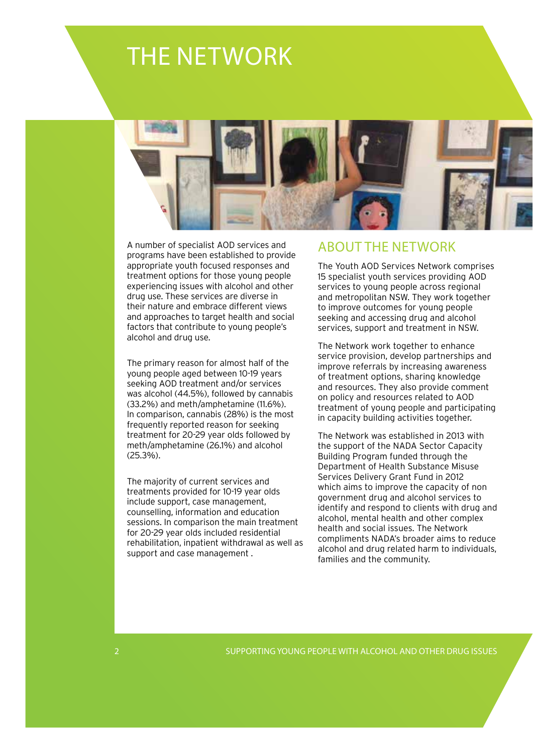# THE NETWORK

A number of specialist AOD services and programs have been established to provide appropriate youth focused responses and treatment options for those young people experiencing issues with alcohol and other drug use. These services are diverse in their nature and embrace different views and approaches to target health and social factors that contribute to young people's alcohol and drug use.

The primary reason for almost half of the young people aged between 10-19 years seeking AOD treatment and/or services was alcohol (44.5%), followed by cannabis (33.2%) and meth/amphetamine (11.6%). In comparison, cannabis (28%) is the most frequently reported reason for seeking treatment for 20-29 year olds followed by meth/amphetamine (26.1%) and alcohol (25.3%).

The majority of current services and treatments provided for 10-19 year olds include support, case management, counselling, information and education sessions. In comparison the main treatment for 20-29 year olds included residential rehabilitation, inpatient withdrawal as well as support and case management .

## ABOUT THE NETWORK

The Youth AOD Services Network comprises 15 specialist youth services providing AOD services to young people across regional and metropolitan NSW. They work together to improve outcomes for young people seeking and accessing drug and alcohol services, support and treatment in NSW.

The Network work together to enhance service provision, develop partnerships and improve referrals by increasing awareness of treatment options, sharing knowledge and resources. They also provide comment on policy and resources related to AOD treatment of young people and participating in capacity building activities together.

The Network was established in 2013 with the support of the NADA Sector Capacity Building Program funded through the Department of Health Substance Misuse Services Delivery Grant Fund in 2012 which aims to improve the capacity of non government drug and alcohol services to identify and respond to clients with drug and alcohol, mental health and other complex health and social issues. The Network compliments NADA's broader aims to reduce alcohol and drug related harm to individuals, families and the community.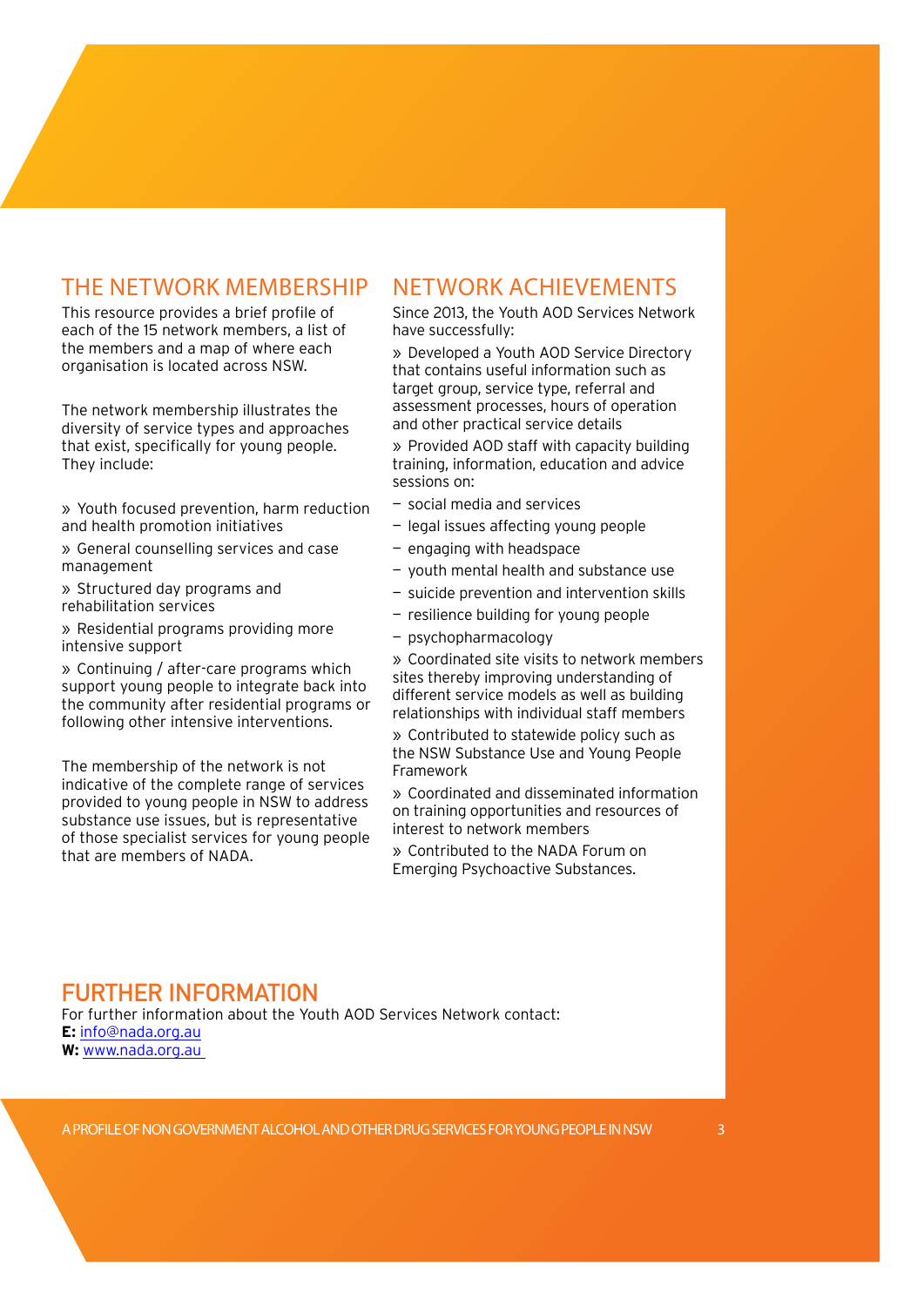## THE NETWORK MEMBERSHIP

This resource provides a brief profile of each of the 15 network members, a list of the members and a map of where each organisation is located across NSW.

The network membership illustrates the diversity of service types and approaches that exist, specifically for young people. They include:

» Youth focused prevention, harm reduction and health promotion initiatives

» General counselling services and case management

» Structured day programs and rehabilitation services

» Residential programs providing more intensive support

» Continuing / after-care programs which support young people to integrate back into the community after residential programs or following other intensive interventions.

The membership of the network is not indicative of the complete range of services provided to young people in NSW to address substance use issues, but is representative of those specialist services for young people that are members of NADA.

## NETWORK ACHIEVEMENTS

Since 2013, the Youth AOD Services Network have successfully:

» Developed a Youth AOD Service Directory that contains useful information such as target group, service type, referral and assessment processes, hours of operation and other practical service details

» Provided AOD staff with capacity building training, information, education and advice sessions on:

- social media and services
- legal issues affecting young people
- engaging with headspace
- youth mental health and substance use
- suicide prevention and intervention skills
- resilience building for young people
- psychopharmacology

» Coordinated site visits to network members sites thereby improving understanding of different service models as well as building relationships with individual staff members

» Contributed to statewide policy such as the NSW Substance Use and Young People Framework

» Coordinated and disseminated information on training opportunities and resources of interest to network members

» Contributed to the NADA Forum on Emerging Psychoactive Substances.

## FURTHER INFORMATION

For further information about the Youth AOD Services Network contact:
**E:** info@nada.org.au
**W:** www.nada.org.au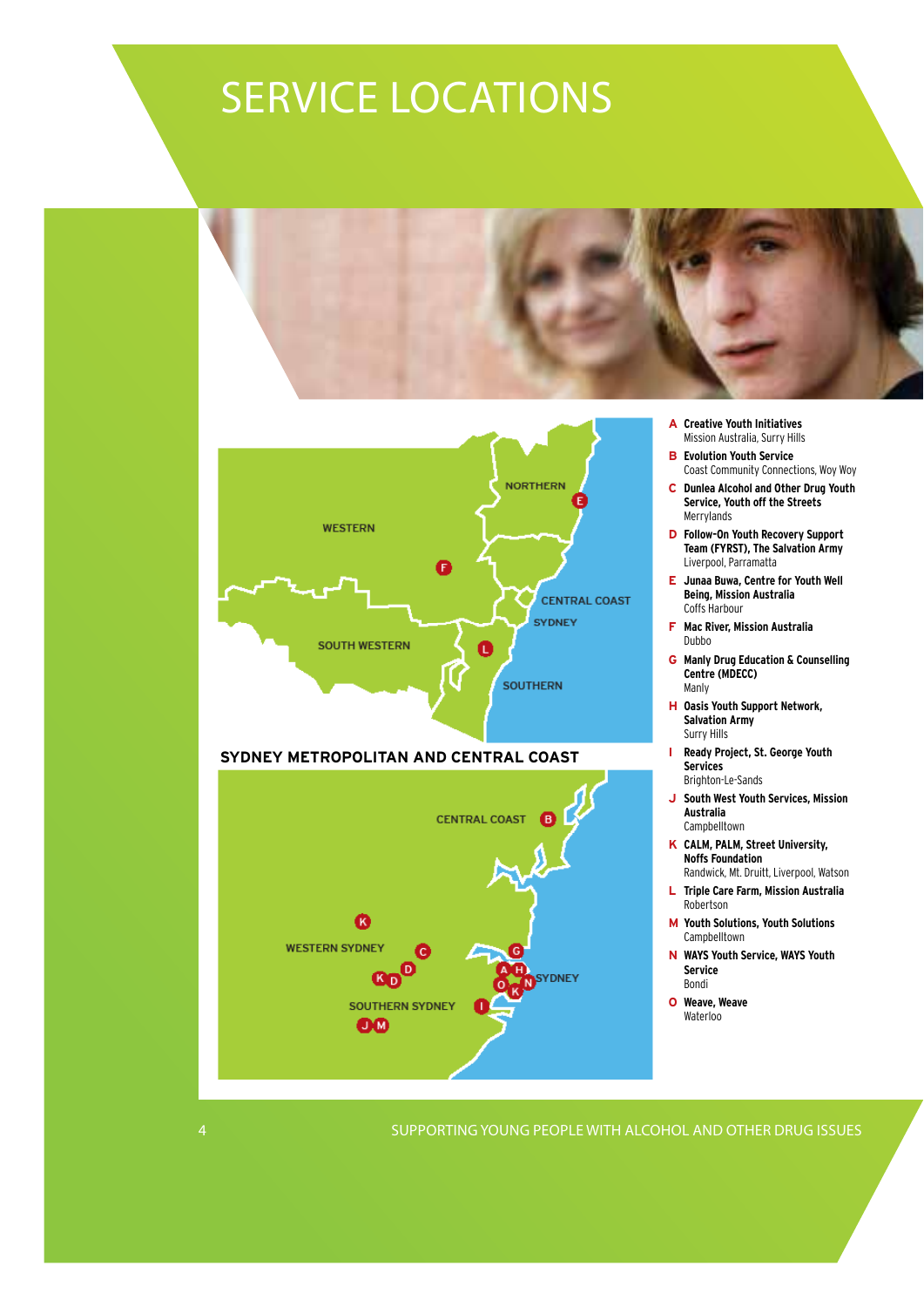# SERVICE LOCATIONS

**SYDNEY METROPOLITAN AND CENTRAL COAST**

- **A Creative Youth Initiatives**
  Mission Australia, Surry Hills
- **B Evolution Youth Service**
  Coast Community Connections, Woy Woy
- **C Dunlea Alcohol and Other Drug Youth Service, Youth off the Streets**
  Merrylands
- **D Follow-On Youth Recovery Support Team (FYRST), The Salvation Army**
  Liverpool, Parramatta
- **E Junaa Buwa, Centre for Youth Well Being, Mission Australia**
  Coffs Harbour
- **F Mac River, Mission Australia**
  Dubbo
- **G Manly Drug Education & Counselling Centre (MDECC)**
  Manly
- **H Oasis Youth Support Network, Salvation Army**
  Surry Hills
- **I Ready Project, St. George Youth Services**
  Brighton-Le-Sands
- **J South West Youth Services, Mission Australia**
  Campbelltown
- **K CALM, PALM, Street University, Noffs Foundation**
  Randwick, Mt. Druitt, Liverpool, Watson
- **L Triple Care Farm, Mission Australia**
  Robertson
- **M Youth Solutions, Youth Solutions**
  Campbelltown
- **N WAYS Youth Service, WAYS Youth Service**
  Bondi
- **O Weave, Weave**
  Waterloo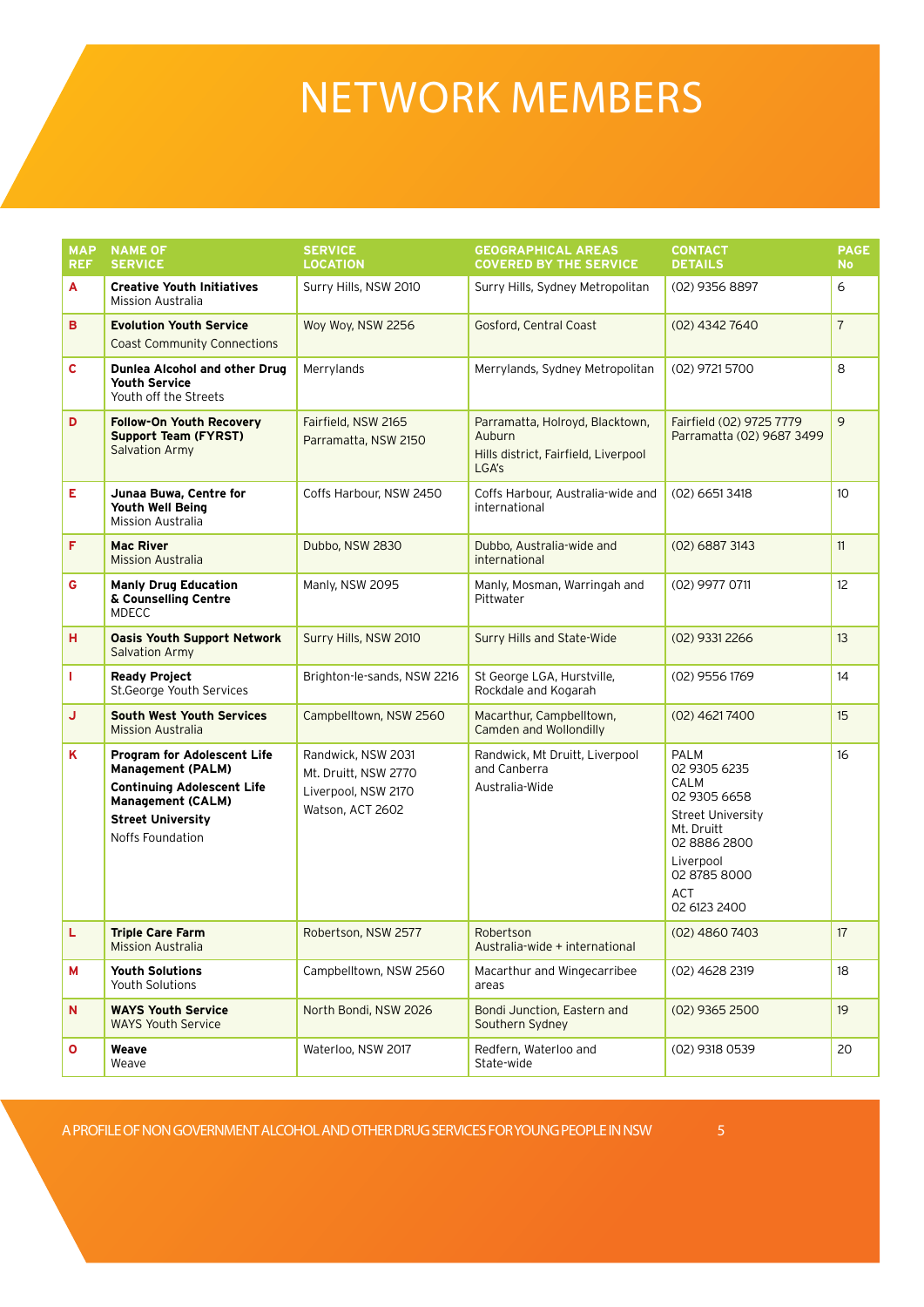# NETWORK MEMBERS

| MAP REF | NAME OF SERVICE | SERVICE LOCATION | GEOGRAPHICAL AREAS COVERED BY THE SERVICE | CONTACT DETAILS | PAGE No |
|---|---|---|---|---|---|
| A | **Creative Youth Initiatives** Mission Australia | Surry Hills, NSW 2010 | Surry Hills, Sydney Metropolitan | (02) 9356 8897 | 6 |
| B | **Evolution Youth Service** Coast Community Connections | Woy Woy, NSW 2256 | Gosford, Central Coast | (02) 4342 7640 | 7 |
| C | **Dunlea Alcohol and other Drug Youth Service** Youth off the Streets | Merrylands | Merrylands, Sydney Metropolitan | (02) 9721 5700 | 8 |
| D | **Follow-On Youth Recovery Support Team (FYRST)** Salvation Army | Fairfield, NSW 2165 Parramatta, NSW 2150 | Parramatta, Holroyd, Blacktown, Auburn Hills district, Fairfield, Liverpool LGA's | Fairfield (02) 9725 7779 Parramatta (02) 9687 3499 | 9 |
| E | **Junaa Buwa, Centre for Youth Well Being** Mission Australia | Coffs Harbour, NSW 2450 | Coffs Harbour, Australia-wide and international | (02) 6651 3418 | 10 |
| F | **Mac River** Mission Australia | Dubbo, NSW 2830 | Dubbo, Australia-wide and international | (02) 6887 3143 | 11 |
| G | **Manly Drug Education & Counselling Centre** MDECC | Manly, NSW 2095 | Manly, Mosman, Warringah and Pittwater | (02) 9977 0711 | 12 |
| H | **Oasis Youth Support Network** Salvation Army | Surry Hills, NSW 2010 | Surry Hills and State-Wide | (02) 9331 2266 | 13 |
| I | **Ready Project** St.George Youth Services | Brighton-le-sands, NSW 2216 | St George LGA, Hurstville, Rockdale and Kogarah | (02) 9556 1769 | 14 |
| J | **South West Youth Services** Mission Australia | Campbelltown, NSW 2560 | Macarthur, Campbelltown, Camden and Wollondilly | (02) 4621 7400 | 15 |
| K | **Program for Adolescent Life Management (PALM)** **Continuing Adolescent Life Management (CALM)** **Street University** Noffs Foundation | Randwick, NSW 2031 Mt. Druitt, NSW 2770 Liverpool, NSW 2170 Watson, ACT 2602 | Randwick, Mt Druitt, Liverpool and Canberra Australia-Wide | PALM 02 9305 6235 CALM 02 9305 6658 Street University Mt. Druitt 02 8886 2800 Liverpool 02 8785 8000 ACT 02 6123 2400 | 16 |
| L | **Triple Care Farm** Mission Australia | Robertson, NSW 2577 | Robertson Australia-wide + international | (02) 4860 7403 | 17 |
| M | **Youth Solutions** Youth Solutions | Campbelltown, NSW 2560 | Macarthur and Wingecarribee areas | (02) 4628 2319 | 18 |
| N | **WAYS Youth Service** WAYS Youth Service | North Bondi, NSW 2026 | Bondi Junction, Eastern and Southern Sydney | (02) 9365 2500 | 19 |
| O | **Weave** Weave | Waterloo, NSW 2017 | Redfern, Waterloo and State-wide | (02) 9318 0539 | 20 |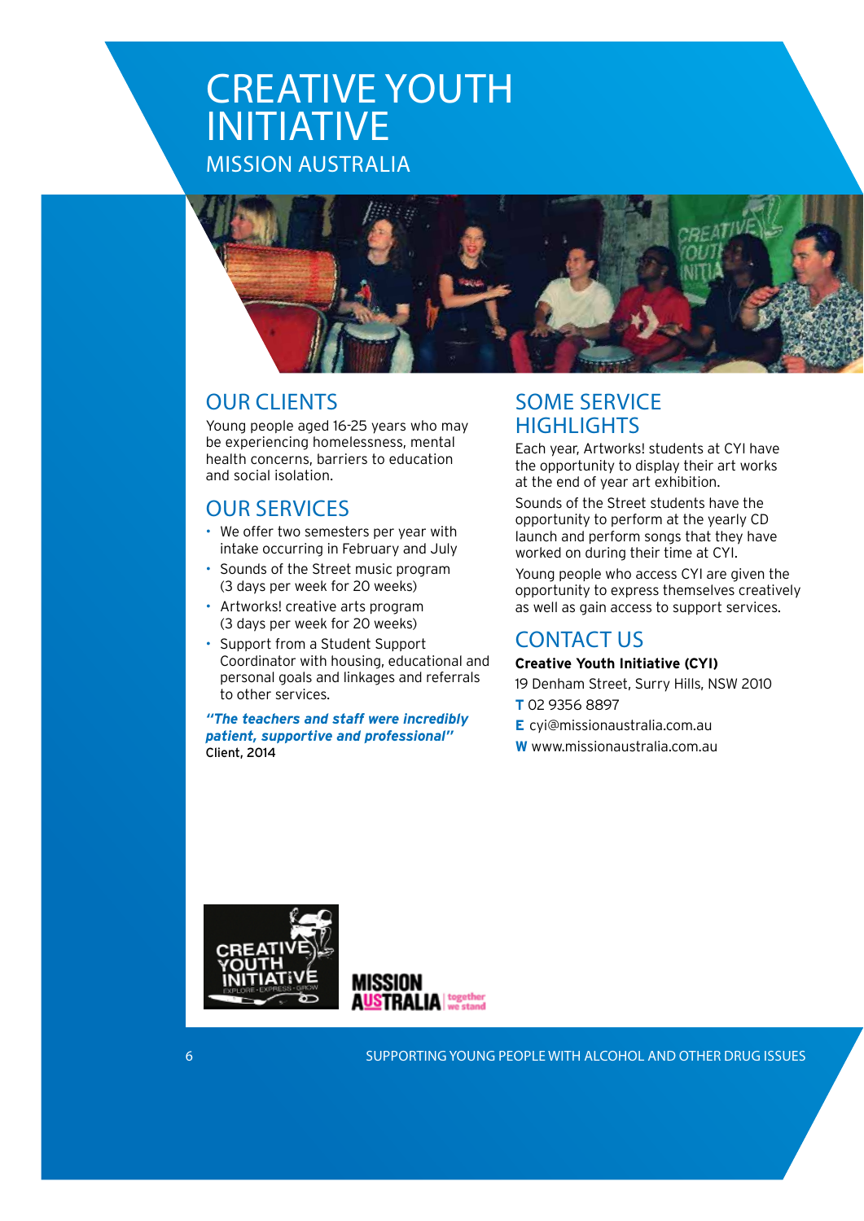# CREATIVE YOUTH INITIATIVE

MISSION AUSTRALIA

## OUR CLIENTS

Young people aged 16-25 years who may be experiencing homelessness, mental health concerns, barriers to education and social isolation.

## OUR SERVICES

- We offer two semesters per year with intake occurring in February and July
- Sounds of the Street music program (3 days per week for 20 weeks)
- Artworks! creative arts program (3 days per week for 20 weeks)
- Support from a Student Support Coordinator with housing, educational and personal goals and linkages and referrals to other services.

***"The teachers and staff were incredibly patient, supportive and professional"***
Client, 2014

## SOME SERVICE HIGHLIGHTS

Each year, Artworks! students at CYI have the opportunity to display their art works at the end of year art exhibition.

Sounds of the Street students have the opportunity to perform at the yearly CD launch and perform songs that they have worked on during their time at CYI.

Young people who access CYI are given the opportunity to express themselves creatively as well as gain access to support services.

## CONTACT US

**Creative Youth Initiative (CYI)**

19 Denham Street, Surry Hills, NSW 2010

**T** 02 9356 8897

**E** cyi@missionaustralia.com.au

**W** www.missionaustralia.com.au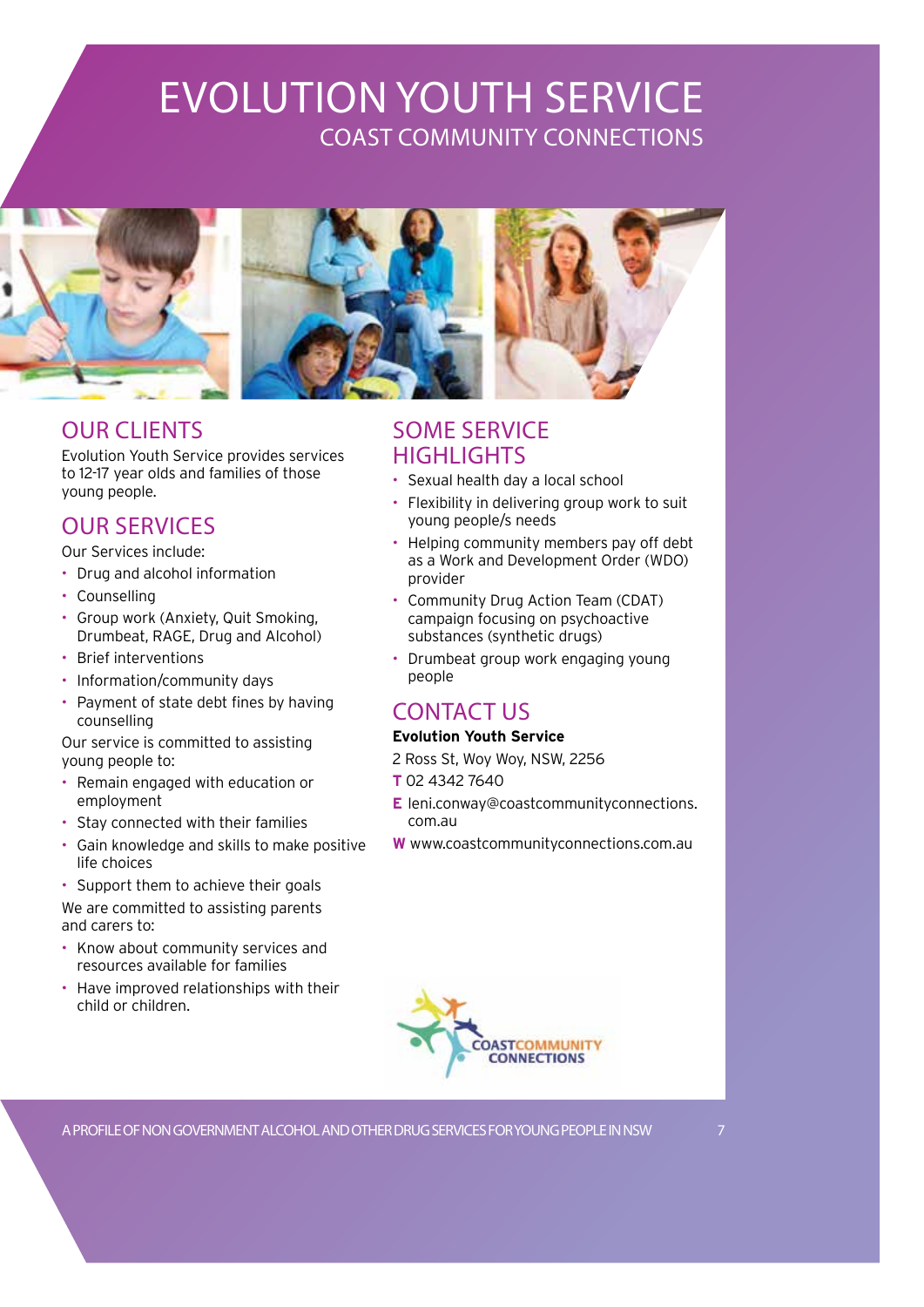# EVOLUTION YOUTH SERVICE

## COAST COMMUNITY CONNECTIONS

## OUR CLIENTS

Evolution Youth Service provides services to 12-17 year olds and families of those young people.

## OUR SERVICES

Our Services include:

- Drug and alcohol information
- Counselling
- Group work (Anxiety, Quit Smoking, Drumbeat, RAGE, Drug and Alcohol)
- Brief interventions
- Information/community days
- Payment of state debt fines by having counselling

Our service is committed to assisting young people to:

- Remain engaged with education or employment
- Stay connected with their families
- Gain knowledge and skills to make positive life choices
- Support them to achieve their goals

We are committed to assisting parents and carers to:

- Know about community services and resources available for families
- Have improved relationships with their child or children.

## SOME SERVICE HIGHLIGHTS

- Sexual health day a local school
- Flexibility in delivering group work to suit young people/s needs
- Helping community members pay off debt as a Work and Development Order (WDO) provider
- Community Drug Action Team (CDAT) campaign focusing on psychoactive substances (synthetic drugs)
- Drumbeat group work engaging young people

## CONTACT US

**Evolution Youth Service**

2 Ross St, Woy Woy, NSW, 2256

**T** 02 4342 7640

**E** leni.conway@coastcommunityconnections.com.au

**W** www.coastcommunityconnections.com.au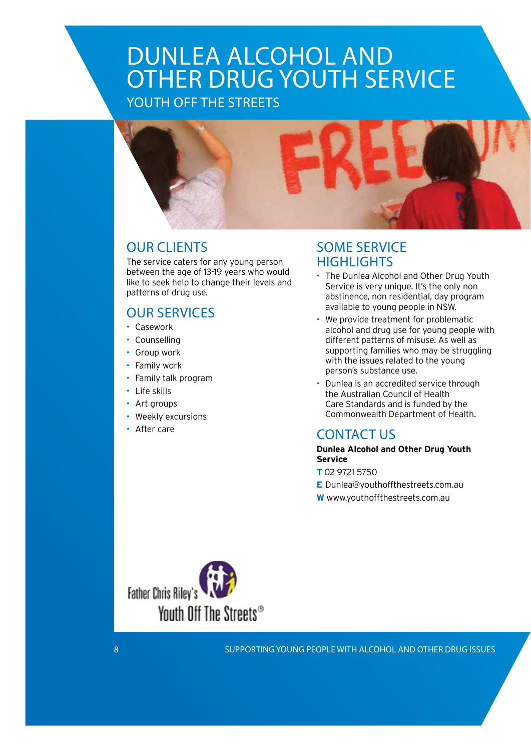# DUNLEA ALCOHOL AND OTHER DRUG YOUTH SERVICE

YOUTH OFF THE STREETS

## OUR CLIENTS

The service caters for any young person between the age of 13-19 years who would like to seek help to change their levels and patterns of drug use.

## OUR SERVICES

- Casework
- Counselling
- Group work
- Family work
- Family talk program
- Life skills
- Art groups
- Weekly excursions
- After care

## SOME SERVICE HIGHLIGHTS

- The Dunlea Alcohol and Other Drug Youth Service is very unique. It's the only non abstinence, non residential, day program available to young people in NSW.
- We provide treatment for problematic alcohol and drug use for young people with different patterns of misuse. As well as supporting families who may be struggling with the issues related to the young person's substance use.
- Dunlea is an accredited service through the Australian Council of Health Care Standards and is funded by the Commonwealth Department of Health.

## CONTACT US

**Dunlea Alcohol and Other Drug Youth Service**

**T** 02 9721 5750

**E** Dunlea@youthoffthestreets.com.au

**W** www.youthoffthestreets.com.au

Father Chris Riley's Youth Off The Streets®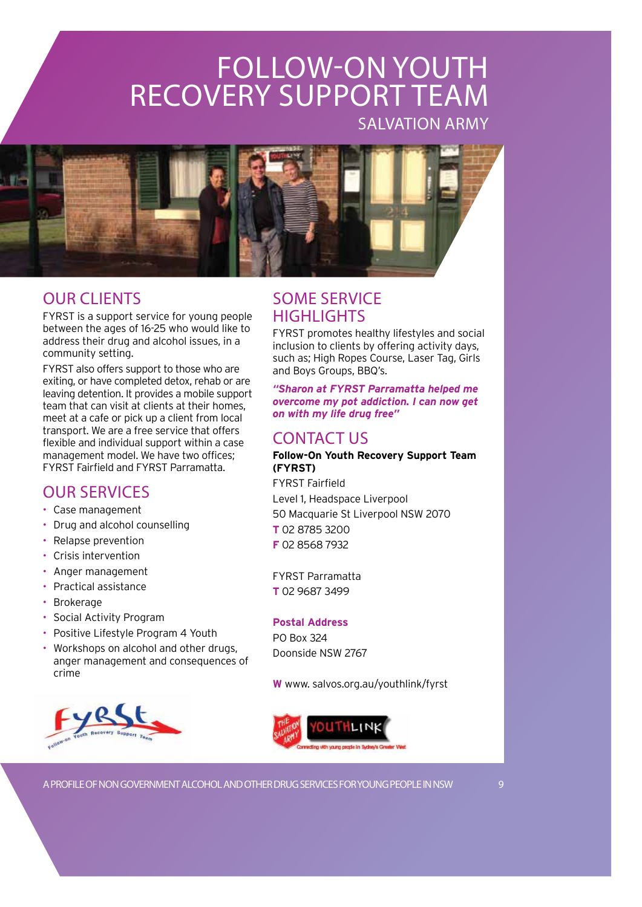# FOLLOW-ON YOUTH RECOVERY SUPPORT TEAM

SALVATION ARMY

## OUR CLIENTS

FYRST is a support service for young people between the ages of 16-25 who would like to address their drug and alcohol issues, in a community setting.

FYRST also offers support to those who are exiting, or have completed detox, rehab or are leaving detention. It provides a mobile support team that can visit at clients at their homes, meet at a cafe or pick up a client from local transport. We are a free service that offers flexible and individual support within a case management model. We have two offices; FYRST Fairfield and FYRST Parramatta.

## OUR SERVICES

- Case management
- Drug and alcohol counselling
- Relapse prevention
- Crisis intervention
- Anger management
- Practical assistance
- Brokerage
- Social Activity Program
- Positive Lifestyle Program 4 Youth
- Workshops on alcohol and other drugs, anger management and consequences of crime

## SOME SERVICE HIGHLIGHTS

FYRST promotes healthy lifestyles and social inclusion to clients by offering activity days, such as; High Ropes Course, Laser Tag, Girls and Boys Groups, BBQ's.

***"Sharon at FYRST Parramatta helped me overcome my pot addiction. I can now get on with my life drug free"***

## CONTACT US

**Follow-On Youth Recovery Support Team (FYRST)**

FYRST Fairfield
Level 1, Headspace Liverpool
50 Macquarie St Liverpool NSW 2070
**T** 02 8785 3200
**F** 02 8568 7932

FYRST Parramatta
**T** 02 9687 3499

**Postal Address**
PO Box 324
Doonside NSW 2767

**W** www. salvos.org.au/youthlink/fyrst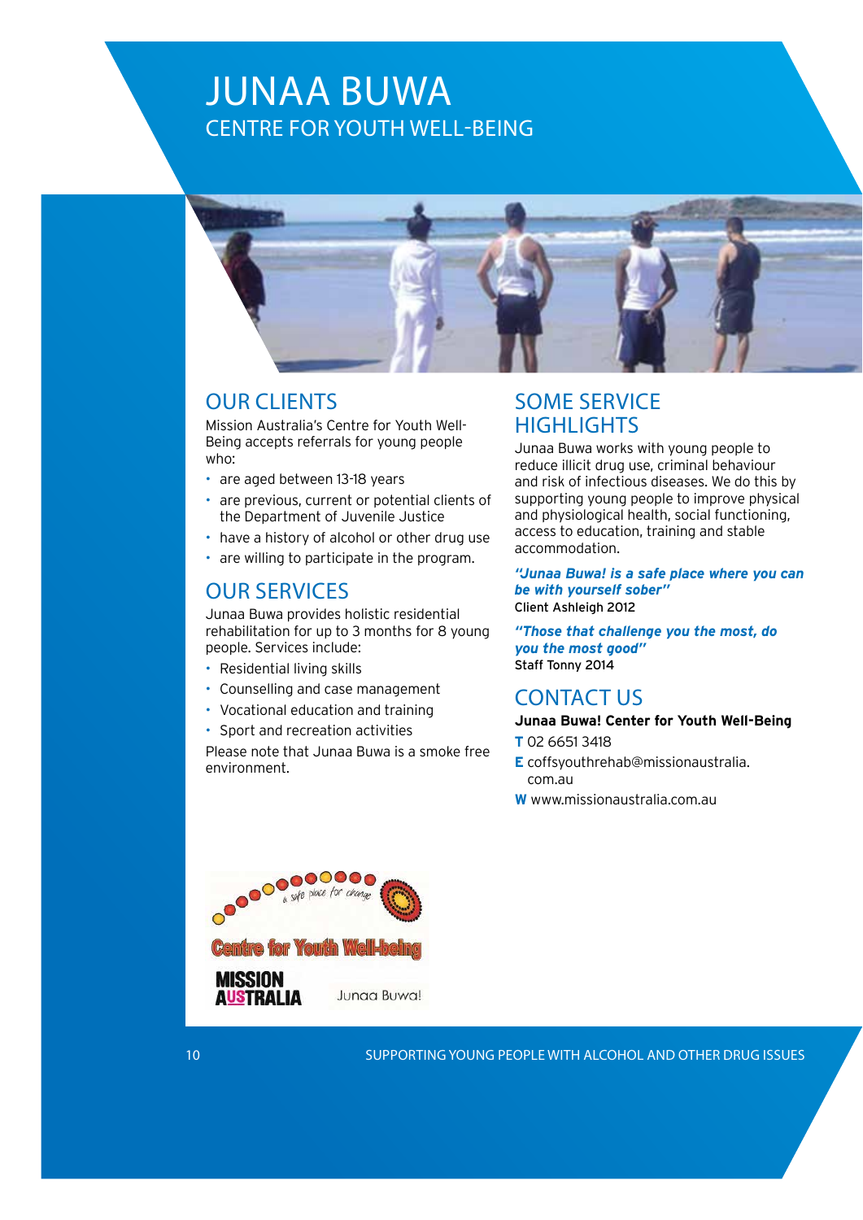# JUNAA BUWA

## CENTRE FOR YOUTH WELL-BEING

## OUR CLIENTS

Mission Australia's Centre for Youth Well-Being accepts referrals for young people who:

- are aged between 13-18 years
- are previous, current or potential clients of the Department of Juvenile Justice
- have a history of alcohol or other drug use
- are willing to participate in the program.

## OUR SERVICES

Junaa Buwa provides holistic residential rehabilitation for up to 3 months for 8 young people. Services include:

- Residential living skills
- Counselling and case management
- Vocational education and training
- Sport and recreation activities

Please note that Junaa Buwa is a smoke free environment.

## SOME SERVICE HIGHLIGHTS

Junaa Buwa works with young people to reduce illicit drug use, criminal behaviour and risk of infectious diseases. We do this by supporting young people to improve physical and physiological health, social functioning, access to education, training and stable accommodation.

***"Junaa Buwa! is a safe place where you can be with yourself sober"***
Client Ashleigh 2012

***"Those that challenge you the most, do you the most good"***
Staff Tonny 2014

## CONTACT US

**Junaa Buwa! Center for Youth Well-Being**

**T** 02 6651 3418

**E** coffsyouthrehab@missionaustralia.com.au

**W** www.missionaustralia.com.au

a safe place for change

Centre for Youth Well-being

MISSION AUSTRALIA

Junaa Buwa!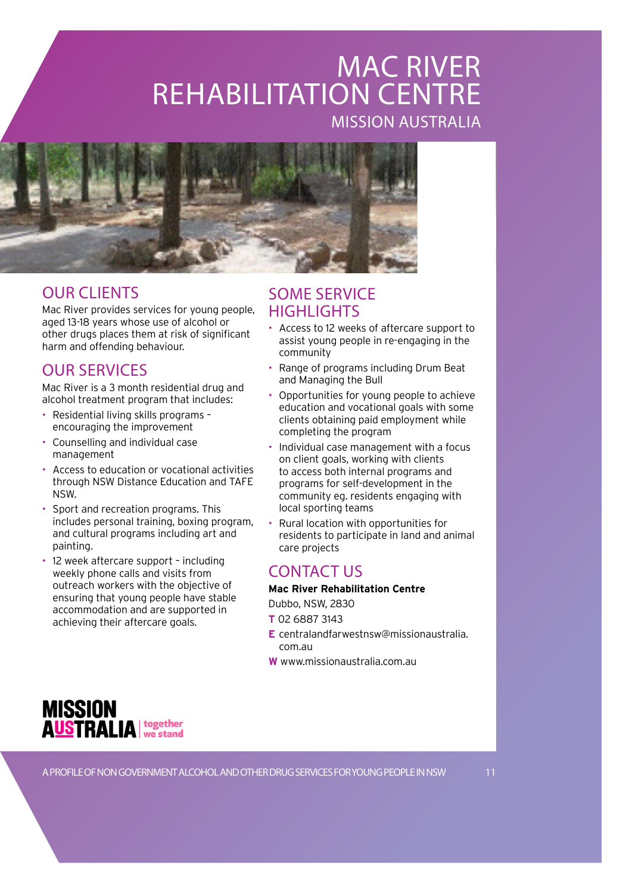# MAC RIVER REHABILITATION CENTRE

## MISSION AUSTRALIA

## OUR CLIENTS

Mac River provides services for young people, aged 13-18 years whose use of alcohol or other drugs places them at risk of significant harm and offending behaviour.

## OUR SERVICES

Mac River is a 3 month residential drug and alcohol treatment program that includes:

- Residential living skills programs – encouraging the improvement
- Counselling and individual case management
- Access to education or vocational activities through NSW Distance Education and TAFE NSW.
- Sport and recreation programs. This includes personal training, boxing program, and cultural programs including art and painting.
- 12 week aftercare support – including weekly phone calls and visits from outreach workers with the objective of ensuring that young people have stable accommodation and are supported in achieving their aftercare goals.

## SOME SERVICE HIGHLIGHTS

- Access to 12 weeks of aftercare support to assist young people in re-engaging in the community
- Range of programs including Drum Beat and Managing the Bull
- Opportunities for young people to achieve education and vocational goals with some clients obtaining paid employment while completing the program
- Individual case management with a focus on client goals, working with clients to access both internal programs and programs for self-development in the community eg. residents engaging with local sporting teams
- Rural location with opportunities for residents to participate in land and animal care projects

## CONTACT US

**Mac River Rehabilitation Centre**

Dubbo, NSW, 2830

**T** 02 6887 3143

**E** centralandfarwestnsw@missionaustralia.com.au

**W** www.missionaustralia.com.au

MISSION AUSTRALIA | together we stand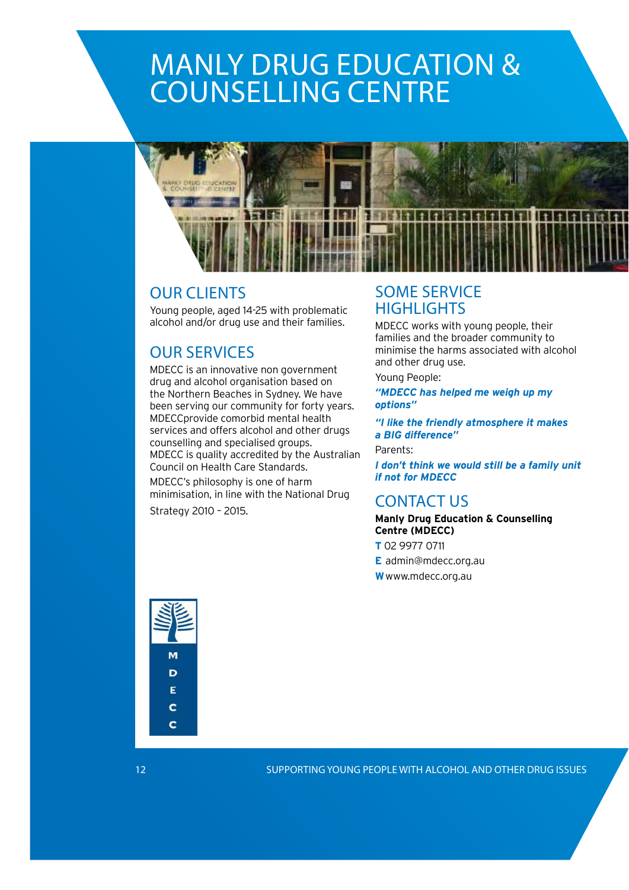# MANLY DRUG EDUCATION & COUNSELLING CENTRE

## OUR CLIENTS

Young people, aged 14-25 with problematic alcohol and/or drug use and their families.

## OUR SERVICES

MDECC is an innovative non government drug and alcohol organisation based on the Northern Beaches in Sydney. We have been serving our community for forty years. MDECCprovide comorbid mental health services and offers alcohol and other drugs counselling and specialised groups.
MDECC is quality accredited by the Australian Council on Health Care Standards.

MDECC's philosophy is one of harm minimisation, in line with the National Drug Strategy 2010 – 2015.

## SOME SERVICE HIGHLIGHTS

MDECC works with young people, their families and the broader community to minimise the harms associated with alcohol and other drug use.

Young People:

***"MDECC has helped me weigh up my options"***

***"I like the friendly atmosphere it makes a BIG difference"***

Parents:

***I don't think we would still be a family unit if not for MDECC***

## CONTACT US

**Manly Drug Education & Counselling Centre (MDECC)**

**T** 02 9977 0711

**E** admin@mdecc.org.au

**W** www.mdecc.org.au

MDECC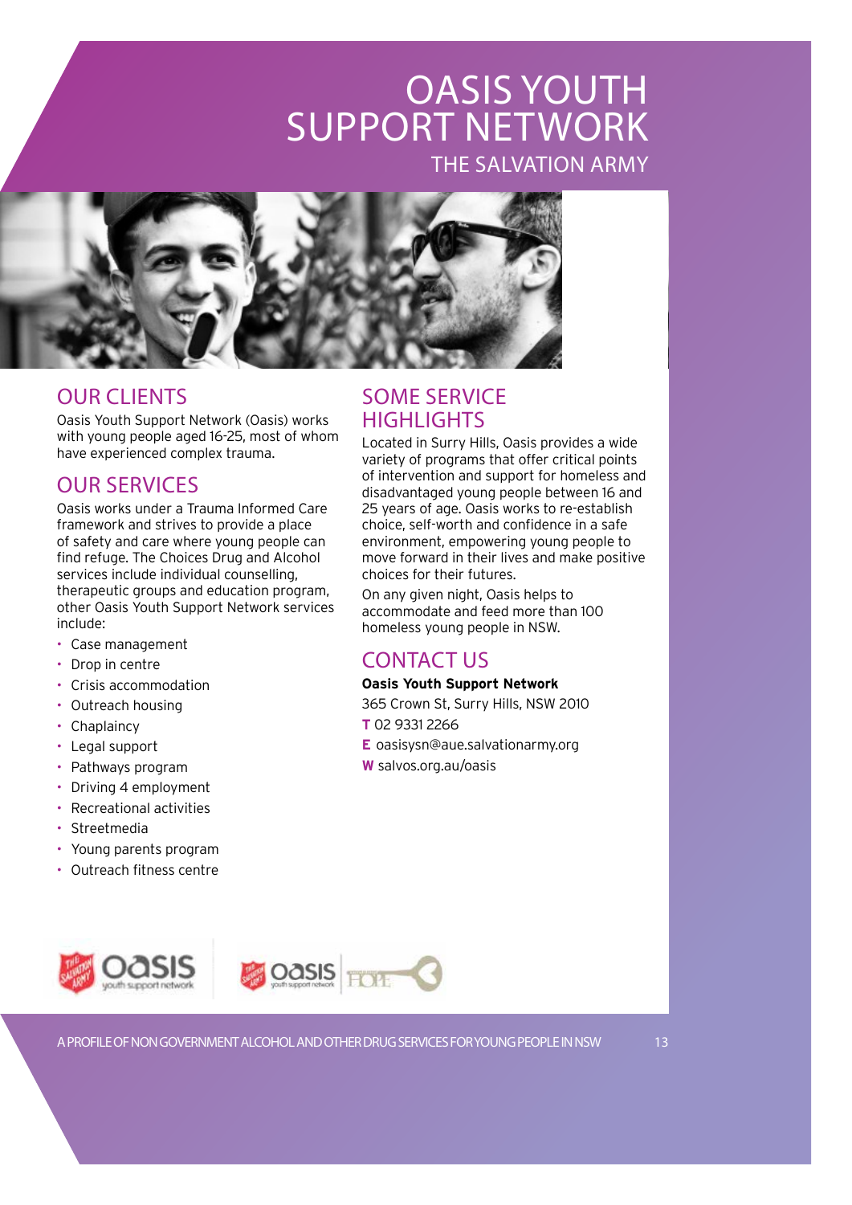# OASIS YOUTH SUPPORT NETWORK

## THE SALVATION ARMY

## OUR CLIENTS

Oasis Youth Support Network (Oasis) works with young people aged 16-25, most of whom have experienced complex trauma.

## OUR SERVICES

Oasis works under a Trauma Informed Care framework and strives to provide a place of safety and care where young people can find refuge. The Choices Drug and Alcohol services include individual counselling, therapeutic groups and education program, other Oasis Youth Support Network services include:

- Case management
- Drop in centre
- Crisis accommodation
- Outreach housing
- Chaplaincy
- Legal support
- Pathways program
- Driving 4 employment
- Recreational activities
- Streetmedia
- Young parents program
- Outreach fitness centre

## SOME SERVICE HIGHLIGHTS

Located in Surry Hills, Oasis provides a wide variety of programs that offer critical points of intervention and support for homeless and disadvantaged young people between 16 and 25 years of age. Oasis works to re-establish choice, self-worth and confidence in a safe environment, empowering young people to move forward in their lives and make positive choices for their futures.

On any given night, Oasis helps to accommodate and feed more than 100 homeless young people in NSW.

## CONTACT US

**Oasis Youth Support Network**
365 Crown St, Surry Hills, NSW 2010
**T** 02 9331 2266
**E** oasisysn@aue.salvationarmy.org
**W** salvos.org.au/oasis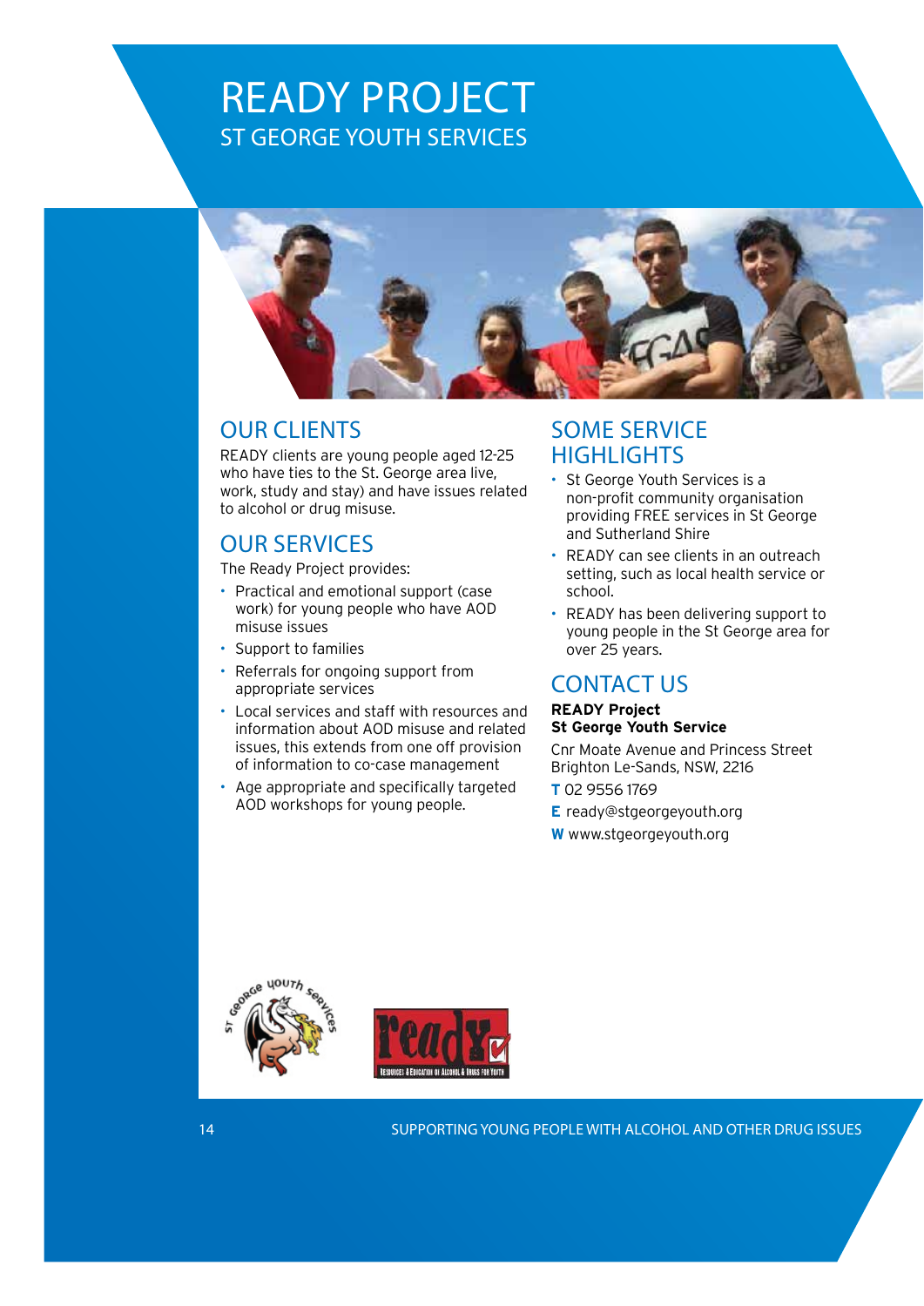# READY PROJECT

## ST GEORGE YOUTH SERVICES

## OUR CLIENTS

READY clients are young people aged 12-25 who have ties to the St. George area live, work, study and stay) and have issues related to alcohol or drug misuse.

## OUR SERVICES

The Ready Project provides:

- Practical and emotional support (case work) for young people who have AOD misuse issues
- Support to families
- Referrals for ongoing support from appropriate services
- Local services and staff with resources and information about AOD misuse and related issues, this extends from one off provision of information to co-case management
- Age appropriate and specifically targeted AOD workshops for young people.

## SOME SERVICE HIGHLIGHTS

- St George Youth Services is a non-profit community organisation providing FREE services in St George and Sutherland Shire
- READY can see clients in an outreach setting, such as local health service or school.
- READY has been delivering support to young people in the St George area for over 25 years.

## CONTACT US

**READY Project**
**St George Youth Service**

Cnr Moate Avenue and Princess Street
Brighton Le-Sands, NSW, 2216

**T** 02 9556 1769

**E** ready@stgeorgeyouth.org

**W** www.stgeorgeyouth.org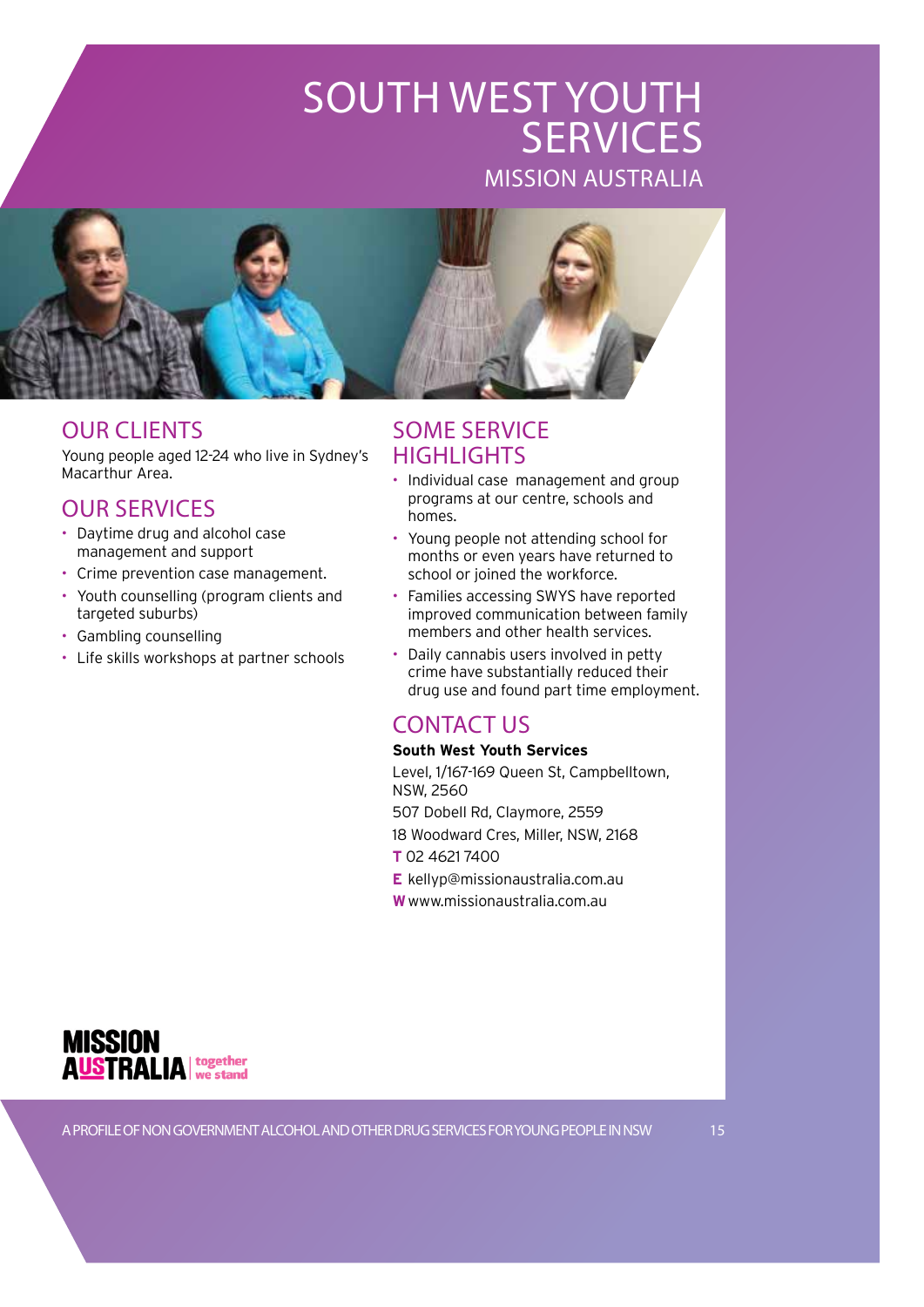# SOUTH WEST YOUTH SERVICES

## MISSION AUSTRALIA

## OUR CLIENTS

Young people aged 12-24 who live in Sydney's Macarthur Area.

## OUR SERVICES

- Daytime drug and alcohol case management and support
- Crime prevention case management.
- Youth counselling (program clients and targeted suburbs)
- Gambling counselling
- Life skills workshops at partner schools

## SOME SERVICE HIGHLIGHTS

- Individual case management and group programs at our centre, schools and homes.
- Young people not attending school for months or even years have returned to school or joined the workforce.
- Families accessing SWYS have reported improved communication between family members and other health services.
- Daily cannabis users involved in petty crime have substantially reduced their drug use and found part time employment.

## CONTACT US

**South West Youth Services**

Level, 1/167-169 Queen St, Campbelltown, NSW, 2560

507 Dobell Rd, Claymore, 2559

18 Woodward Cres, Miller, NSW, 2168

**T** 02 4621 7400

**E** kellyp@missionaustralia.com.au

**W** www.missionaustralia.com.au

MISSION AUSTRALIA | together we stand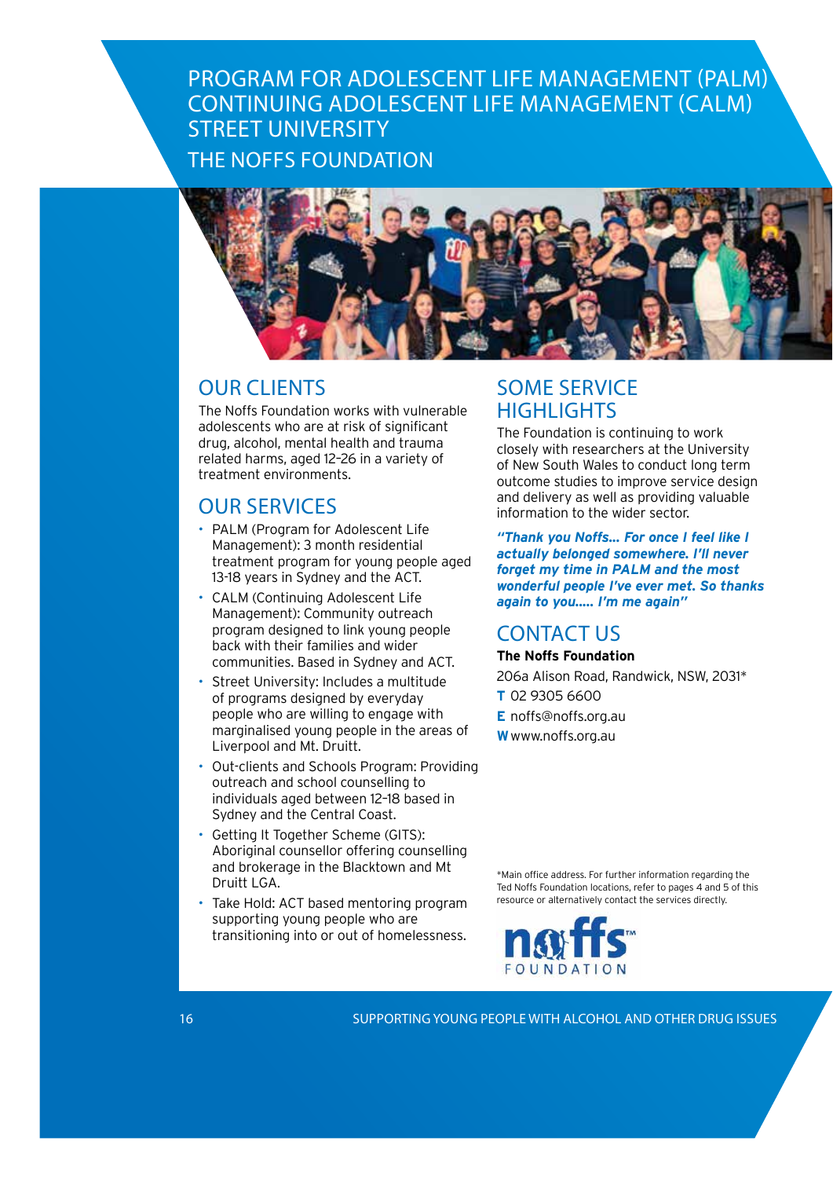# PROGRAM FOR ADOLESCENT LIFE MANAGEMENT (PALM) CONTINUING ADOLESCENT LIFE MANAGEMENT (CALM) STREET UNIVERSITY

## THE NOFFS FOUNDATION

## OUR CLIENTS

The Noffs Foundation works with vulnerable adolescents who are at risk of significant drug, alcohol, mental health and trauma related harms, aged 12–26 in a variety of treatment environments.

## OUR SERVICES

- PALM (Program for Adolescent Life Management): 3 month residential treatment program for young people aged 13-18 years in Sydney and the ACT.
- CALM (Continuing Adolescent Life Management): Community outreach program designed to link young people back with their families and wider communities. Based in Sydney and ACT.
- Street University: Includes a multitude of programs designed by everyday people who are willing to engage with marginalised young people in the areas of Liverpool and Mt. Druitt.
- Out-clients and Schools Program: Providing outreach and school counselling to individuals aged between 12–18 based in Sydney and the Central Coast.
- Getting It Together Scheme (GITS): Aboriginal counsellor offering counselling and brokerage in the Blacktown and Mt Druitt LGA.
- Take Hold: ACT based mentoring program supporting young people who are transitioning into or out of homelessness.

## SOME SERVICE HIGHLIGHTS

The Foundation is continuing to work closely with researchers at the University of New South Wales to conduct long term outcome studies to improve service design and delivery as well as providing valuable information to the wider sector.

***"Thank you Noffs... For once I feel like I actually belonged somewhere. I'll never forget my time in PALM and the most wonderful people I've ever met. So thanks again to you..... I'm me again"***

## CONTACT US

**The Noffs Foundation**

206a Alison Road, Randwick, NSW, 2031*

**T** 02 9305 6600

**E** noffs@noffs.org.au

**W** www.noffs.org.au

*Main office address. For further information regarding the Ted Noffs Foundation locations, refer to pages 4 and 5 of this resource or alternatively contact the services directly.

noffs™ FOUNDATION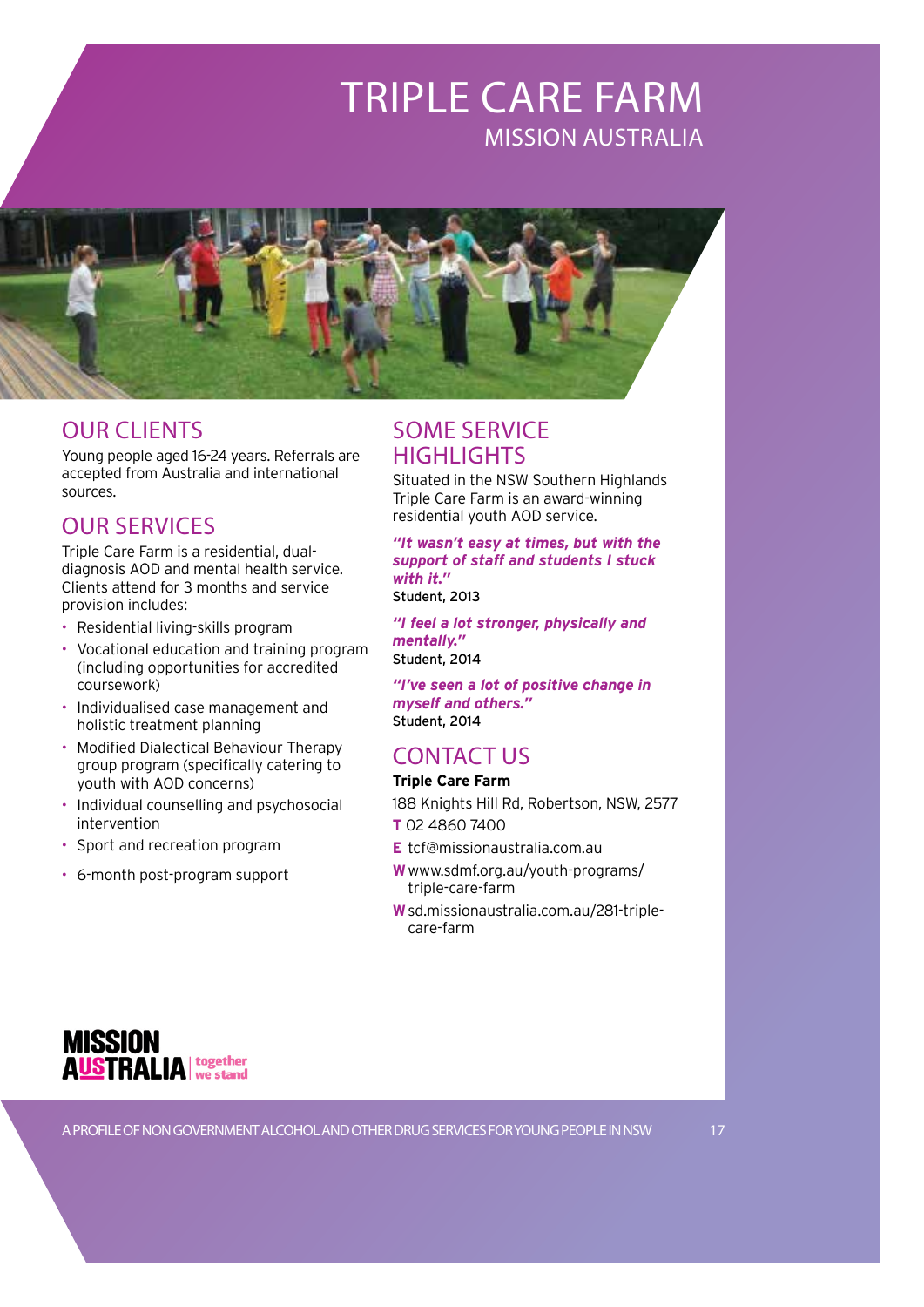# TRIPLE CARE FARM

## MISSION AUSTRALIA

## OUR CLIENTS

Young people aged 16-24 years. Referrals are accepted from Australia and international sources.

## OUR SERVICES

Triple Care Farm is a residential, dual-diagnosis AOD and mental health service. Clients attend for 3 months and service provision includes:

- Residential living-skills program
- Vocational education and training program (including opportunities for accredited coursework)
- Individualised case management and holistic treatment planning
- Modified Dialectical Behaviour Therapy group program (specifically catering to youth with AOD concerns)
- Individual counselling and psychosocial intervention
- Sport and recreation program
- 6-month post-program support

## SOME SERVICE HIGHLIGHTS

Situated in the NSW Southern Highlands Triple Care Farm is an award-winning residential youth AOD service.

***"It wasn't easy at times, but with the support of staff and students I stuck with it."***
Student, 2013

***"I feel a lot stronger, physically and mentally."***
Student, 2014

***"I've seen a lot of positive change in myself and others."***
Student, 2014

## CONTACT US

**Triple Care Farm**

188 Knights Hill Rd, Robertson, NSW, 2577

**T** 02 4860 7400

**E** tcf@missionaustralia.com.au

**W** www.sdmf.org.au/youth-programs/triple-care-farm

**W** sd.missionaustralia.com.au/281-triple-care-farm

MISSION AUSTRALIA | together we stand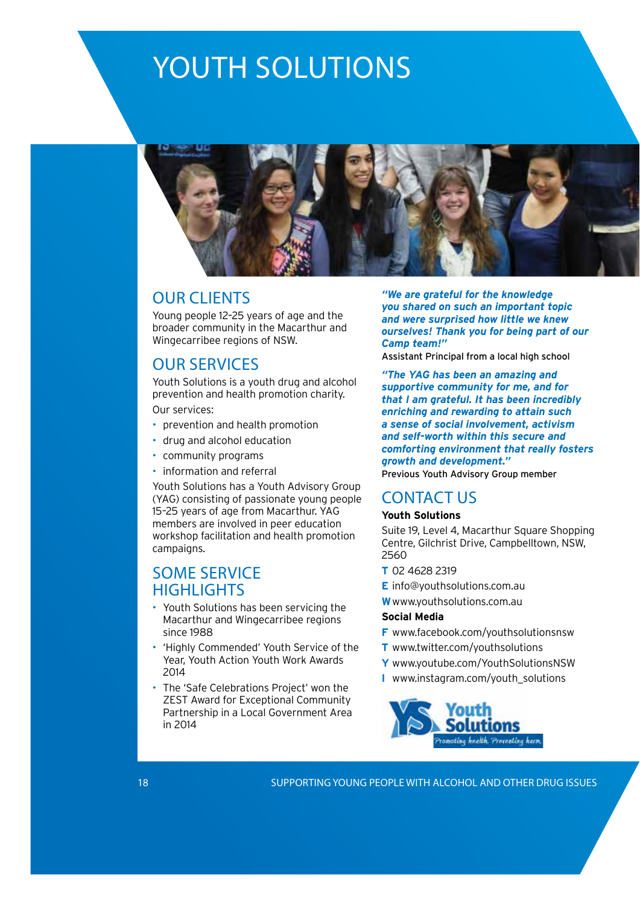# YOUTH SOLUTIONS

## OUR CLIENTS

Young people 12–25 years of age and the broader community in the Macarthur and Wingecarribee regions of NSW.

## OUR SERVICES

Youth Solutions is a youth drug and alcohol prevention and health promotion charity.

Our services:

- prevention and health promotion
- drug and alcohol education
- community programs
- information and referral

Youth Solutions has a Youth Advisory Group (YAG) consisting of passionate young people 15–25 years of age from Macarthur. YAG members are involved in peer education workshop facilitation and health promotion campaigns.

## SOME SERVICE HIGHLIGHTS

- Youth Solutions has been servicing the Macarthur and Wingecarribee regions since 1988
- 'Highly Commended' Youth Service of the Year, Youth Action Youth Work Awards 2014
- The 'Safe Celebrations Project' won the ZEST Award for Exceptional Community Partnership in a Local Government Area in 2014

***"We are grateful for the knowledge you shared on such an important topic and were surprised how little we knew ourselves! Thank you for being part of our Camp team!"***

Assistant Principal from a local high school

***"The YAG has been an amazing and supportive community for me, and for that I am grateful. It has been incredibly enriching and rewarding to attain such a sense of social involvement, activism and self-worth within this secure and comforting environment that really fosters growth and development."***

Previous Youth Advisory Group member

## CONTACT US

**Youth Solutions**

Suite 19, Level 4, Macarthur Square Shopping Centre, Gilchrist Drive, Campbelltown, NSW, 2560

**T** 02 4628 2319

**E** info@youthsolutions.com.au

**W** www.youthsolutions.com.au

**Social Media**

**F** www.facebook.com/youthsolutionsnsw

**T** www.twitter.com/youthsolutions

**Y** www.youtube.com/YouthSolutionsNSW

**I** www.instagram.com/youth_solutions

YS Youth Solutions — Promoting health, Preventing harm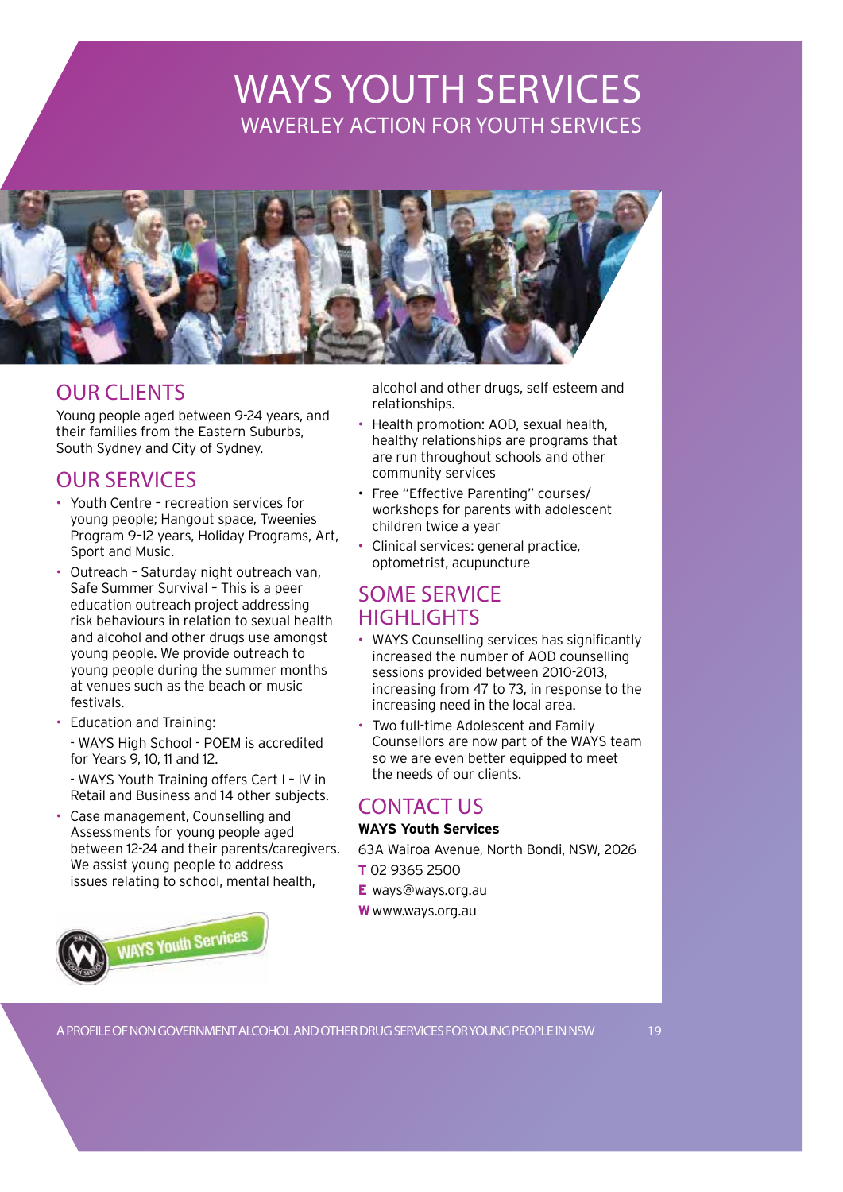# WAYS YOUTH SERVICES

## WAVERLEY ACTION FOR YOUTH SERVICES

## OUR CLIENTS

Young people aged between 9-24 years, and their families from the Eastern Suburbs, South Sydney and City of Sydney.

## OUR SERVICES

- Youth Centre – recreation services for young people; Hangout space, Tweenies Program 9–12 years, Holiday Programs, Art, Sport and Music.
- Outreach – Saturday night outreach van, Safe Summer Survival – This is a peer education outreach project addressing risk behaviours in relation to sexual health and alcohol and other drugs use amongst young people. We provide outreach to young people during the summer months at venues such as the beach or music festivals.
- Education and Training:

  - WAYS High School - POEM is accredited for Years 9, 10, 11 and 12.

  - WAYS Youth Training offers Cert I – IV in Retail and Business and 14 other subjects.
- Case management, Counselling and Assessments for young people aged between 12-24 and their parents/caregivers. We assist young people to address issues relating to school, mental health, alcohol and other drugs, self esteem and relationships.
- Health promotion: AOD, sexual health, healthy relationships are programs that are run throughout schools and other community services
- Free "Effective Parenting" courses/ workshops for parents with adolescent children twice a year
- Clinical services: general practice, optometrist, acupuncture

## SOME SERVICE HIGHLIGHTS

- WAYS Counselling services has significantly increased the number of AOD counselling sessions provided between 2010-2013, increasing from 47 to 73, in response to the increasing need in the local area.
- Two full-time Adolescent and Family Counsellors are now part of the WAYS team so we are even better equipped to meet the needs of our clients.

## CONTACT US

**WAYS Youth Services**

63A Wairoa Avenue, North Bondi, NSW, 2026

**T** 02 9365 2500

**E** ways@ways.org.au

**W** www.ways.org.au

WAYS Youth Services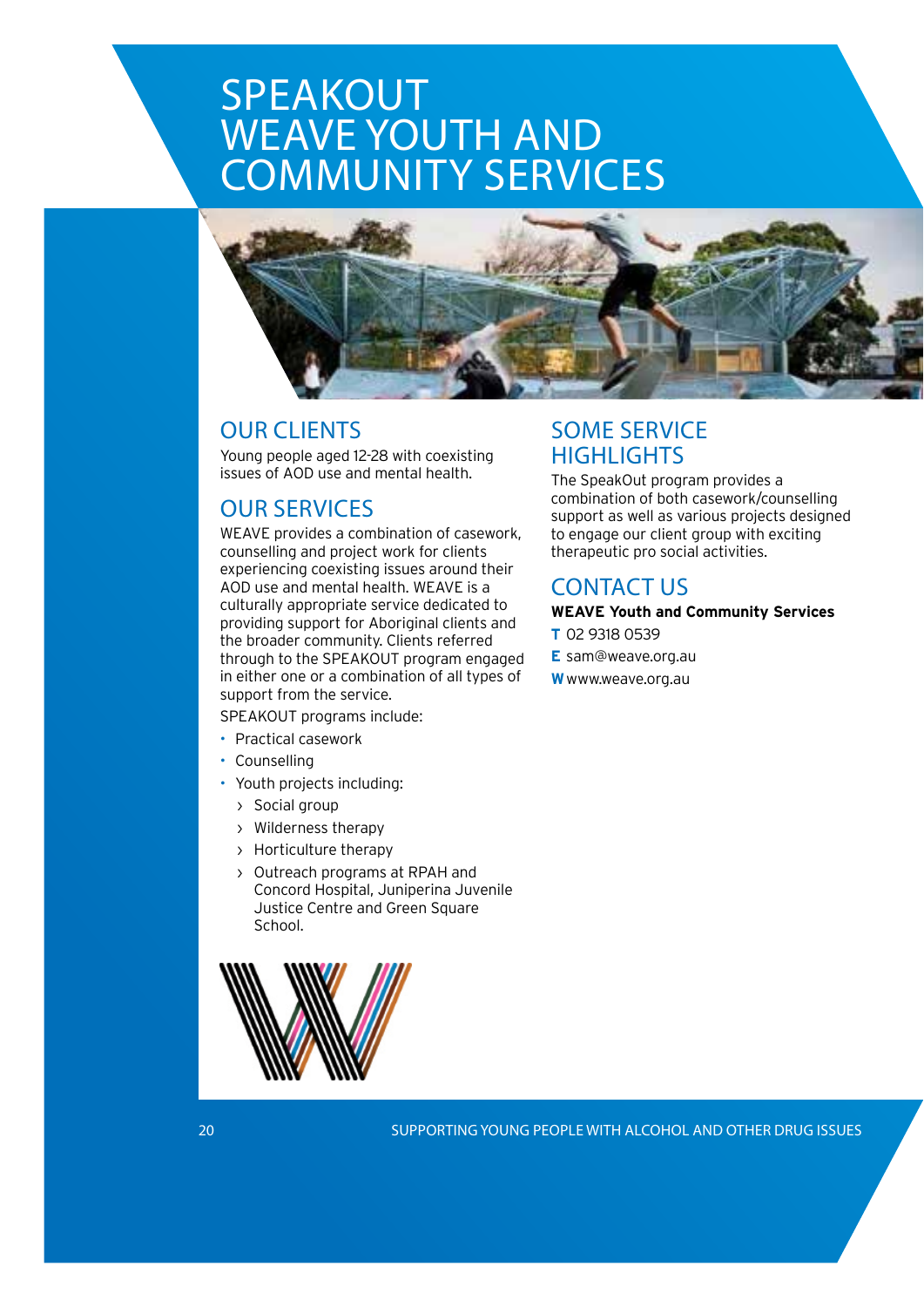# SPEAKOUT WEAVE YOUTH AND COMMUNITY SERVICES

## OUR CLIENTS

Young people aged 12-28 with coexisting issues of AOD use and mental health.

## OUR SERVICES

WEAVE provides a combination of casework, counselling and project work for clients experiencing coexisting issues around their AOD use and mental health. WEAVE is a culturally appropriate service dedicated to providing support for Aboriginal clients and the broader community. Clients referred through to the SPEAKOUT program engaged in either one or a combination of all types of support from the service.

SPEAKOUT programs include:

- Practical casework
- Counselling
- Youth projects including:
  - Social group
  - Wilderness therapy
  - Horticulture therapy
  - Outreach programs at RPAH and Concord Hospital, Juniperina Juvenile Justice Centre and Green Square School.

## SOME SERVICE HIGHLIGHTS

The SpeakOut program provides a combination of both casework/counselling support as well as various projects designed to engage our client group with exciting therapeutic pro social activities.

## CONTACT US

**WEAVE Youth and Community Services**

**T** 02 9318 0539

**E** sam@weave.org.au

**W** www.weave.org.au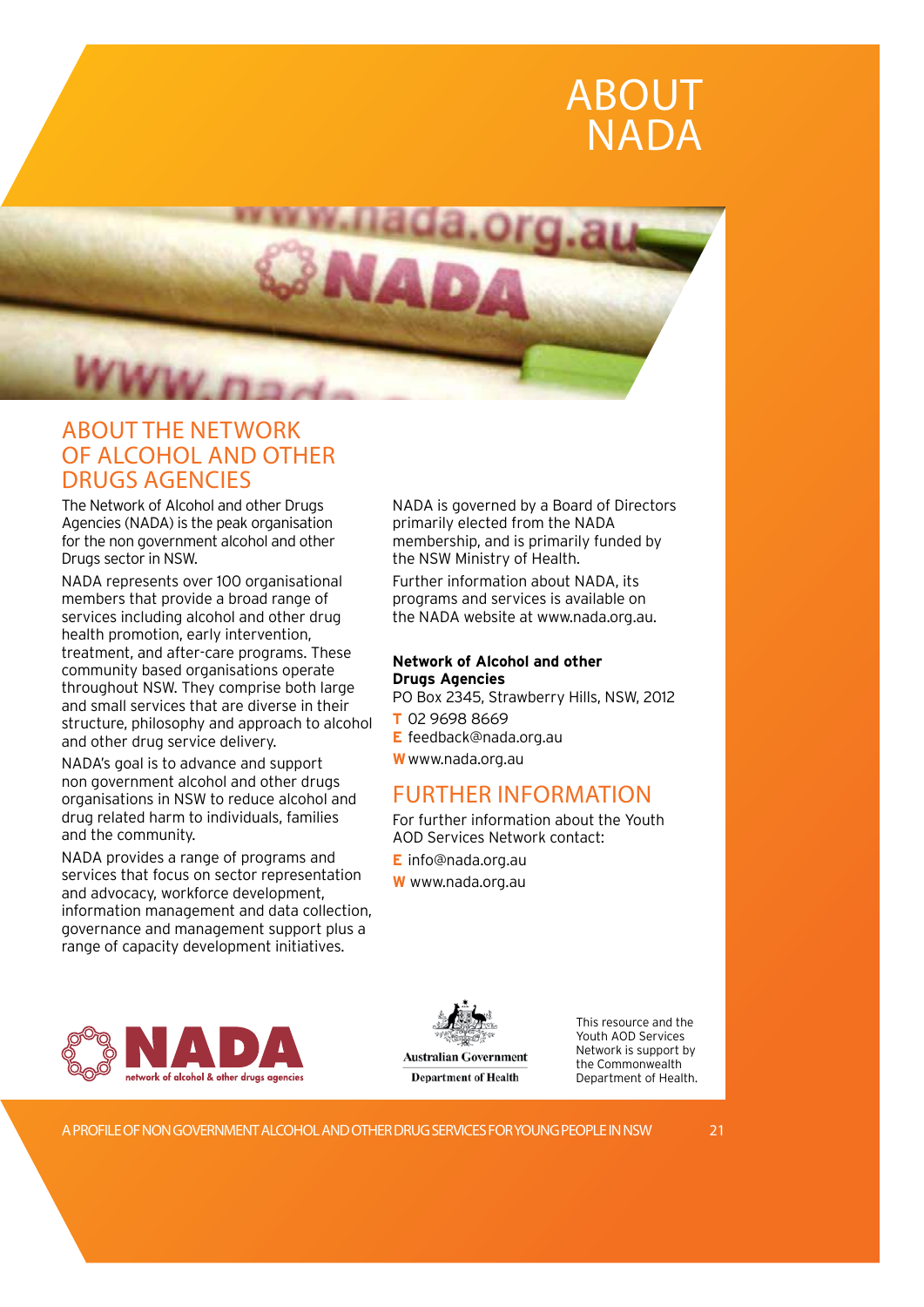# ABOUT NADA

## ABOUT THE NETWORK OF ALCOHOL AND OTHER DRUGS AGENCIES

The Network of Alcohol and other Drugs Agencies (NADA) is the peak organisation for the non government alcohol and other Drugs sector in NSW.

NADA represents over 100 organisational members that provide a broad range of services including alcohol and other drug health promotion, early intervention, treatment, and after-care programs. These community based organisations operate throughout NSW. They comprise both large and small services that are diverse in their structure, philosophy and approach to alcohol and other drug service delivery.

NADA's goal is to advance and support non government alcohol and other drugs organisations in NSW to reduce alcohol and drug related harm to individuals, families and the community.

NADA provides a range of programs and services that focus on sector representation and advocacy, workforce development, information management and data collection, governance and management support plus a range of capacity development initiatives.

NADA is governed by a Board of Directors primarily elected from the NADA membership, and is primarily funded by the NSW Ministry of Health.

Further information about NADA, its programs and services is available on the NADA website at www.nada.org.au.

**Network of Alcohol and other Drugs Agencies**
PO Box 2345, Strawberry Hills, NSW, 2012
**T** 02 9698 8669
**E** feedback@nada.org.au
**W** www.nada.org.au

## FURTHER INFORMATION

For further information about the Youth AOD Services Network contact:

**E** info@nada.org.au
**W** www.nada.org.au

NADA network of alcohol & other drugs agencies

Australian Government Department of Health

This resource and the Youth AOD Services Network is support by the Commonwealth Department of Health.